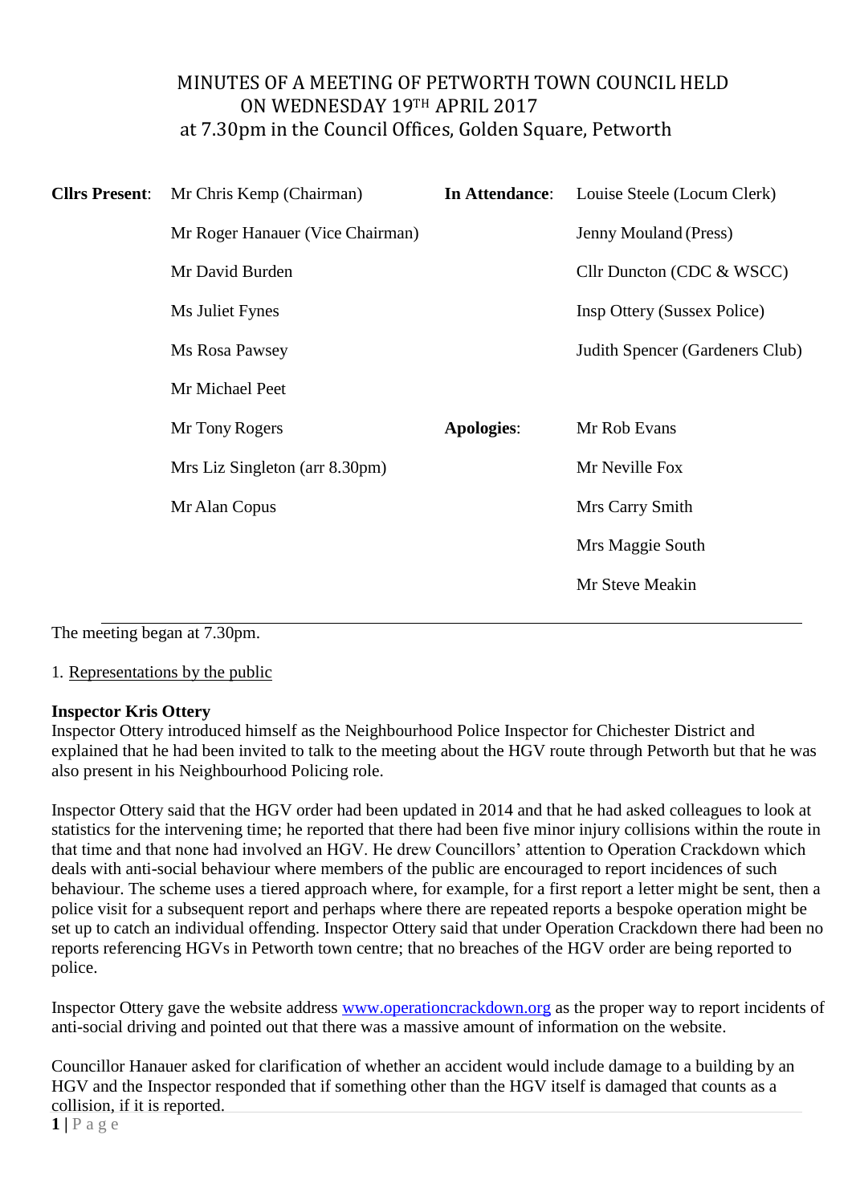# MINUTES OF A MEETING OF PETWORTH TOWN COUNCIL HELD ON WEDNESDAY 19TH APRIL 2017 at 7.30pm in the Council Offices, Golden Square, Petworth

| | | | |
|---|---|---|---|
| **Cllrs Present**: | Mr Chris Kemp (Chairman) | **In Attendance**: | Louise Steele (Locum Clerk) |
| | Mr Roger Hanauer (Vice Chairman) | | Jenny Mouland (Press) |
| | Mr David Burden | | Cllr Duncton (CDC & WSCC) |
| | Ms Juliet Fynes | | Insp Ottery (Sussex Police) |
| | Ms Rosa Pawsey | | Judith Spencer (Gardeners Club) |
| | Mr Michael Peet | | |
| | Mr Tony Rogers | **Apologies**: | Mr Rob Evans |
| | Mrs Liz Singleton (arr 8.30pm) | | Mr Neville Fox |
| | Mr Alan Copus | | Mrs Carry Smith |
| | | | Mrs Maggie South |
| | | | Mr Steve Meakin |

The meeting began at 7.30pm.

1. Representations by the public

**Inspector Kris Ottery**

Inspector Ottery introduced himself as the Neighbourhood Police Inspector for Chichester District and explained that he had been invited to talk to the meeting about the HGV route through Petworth but that he was also present in his Neighbourhood Policing role.

Inspector Ottery said that the HGV order had been updated in 2014 and that he had asked colleagues to look at statistics for the intervening time; he reported that there had been five minor injury collisions within the route in that time and that none had involved an HGV. He drew Councillors' attention to Operation Crackdown which deals with anti-social behaviour where members of the public are encouraged to report incidences of such behaviour. The scheme uses a tiered approach where, for example, for a first report a letter might be sent, then a police visit for a subsequent report and perhaps where there are repeated reports a bespoke operation might be set up to catch an individual offending. Inspector Ottery said that under Operation Crackdown there had been no reports referencing HGVs in Petworth town centre; that no breaches of the HGV order are being reported to police.

Inspector Ottery gave the website address www.operationcrackdown.org as the proper way to report incidents of anti-social driving and pointed out that there was a massive amount of information on the website.

Councillor Hanauer asked for clarification of whether an accident would include damage to a building by an HGV and the Inspector responded that if something other than the HGV itself is damaged that counts as a collision, if it is reported.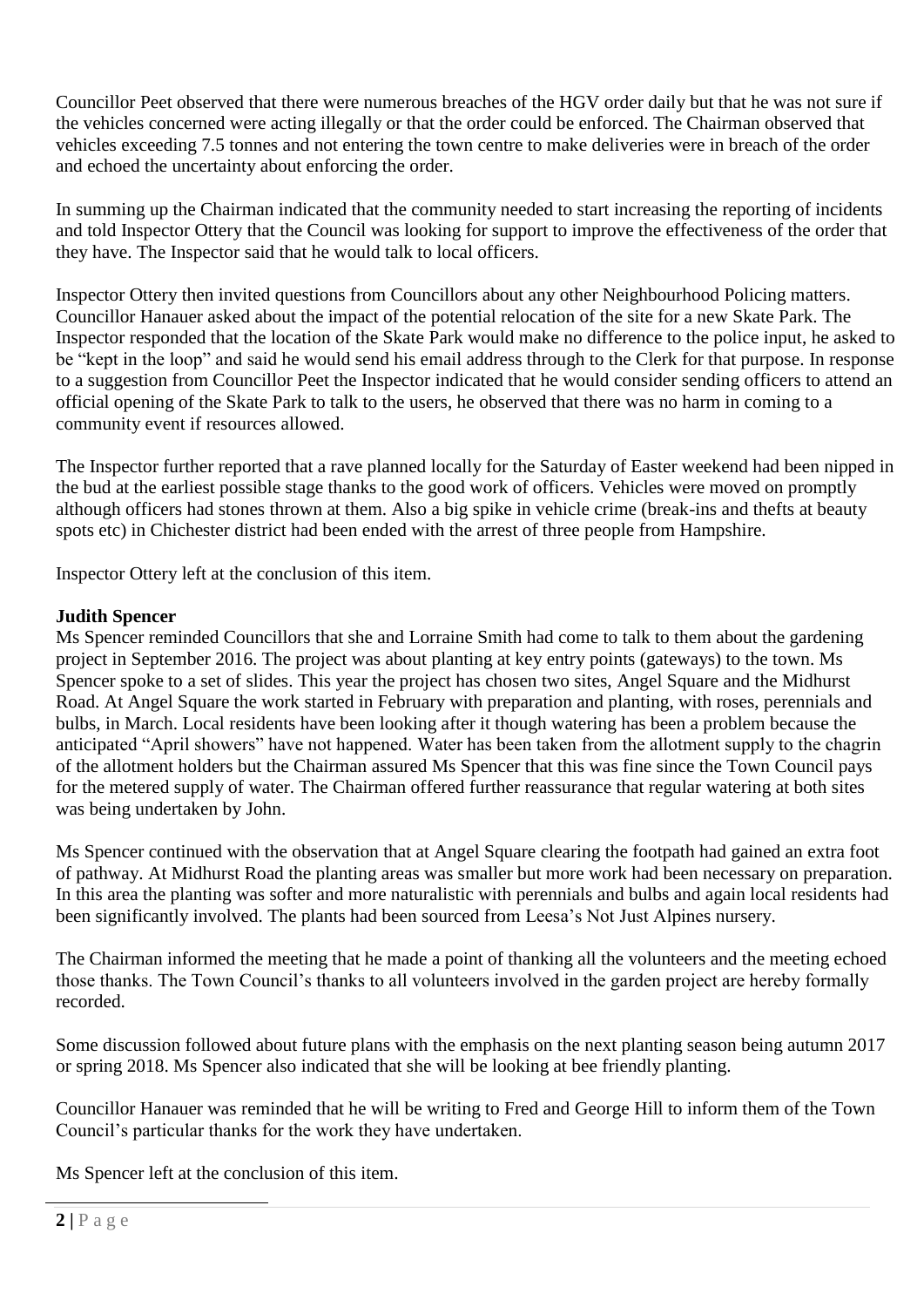Councillor Peet observed that there were numerous breaches of the HGV order daily but that he was not sure if the vehicles concerned were acting illegally or that the order could be enforced. The Chairman observed that vehicles exceeding 7.5 tonnes and not entering the town centre to make deliveries were in breach of the order and echoed the uncertainty about enforcing the order.

In summing up the Chairman indicated that the community needed to start increasing the reporting of incidents and told Inspector Ottery that the Council was looking for support to improve the effectiveness of the order that they have. The Inspector said that he would talk to local officers.

Inspector Ottery then invited questions from Councillors about any other Neighbourhood Policing matters. Councillor Hanauer asked about the impact of the potential relocation of the site for a new Skate Park. The Inspector responded that the location of the Skate Park would make no difference to the police input, he asked to be "kept in the loop" and said he would send his email address through to the Clerk for that purpose. In response to a suggestion from Councillor Peet the Inspector indicated that he would consider sending officers to attend an official opening of the Skate Park to talk to the users, he observed that there was no harm in coming to a community event if resources allowed.

The Inspector further reported that a rave planned locally for the Saturday of Easter weekend had been nipped in the bud at the earliest possible stage thanks to the good work of officers. Vehicles were moved on promptly although officers had stones thrown at them. Also a big spike in vehicle crime (break-ins and thefts at beauty spots etc) in Chichester district had been ended with the arrest of three people from Hampshire.

Inspector Ottery left at the conclusion of this item.

**Judith Spencer**

Ms Spencer reminded Councillors that she and Lorraine Smith had come to talk to them about the gardening project in September 2016. The project was about planting at key entry points (gateways) to the town. Ms Spencer spoke to a set of slides. This year the project has chosen two sites, Angel Square and the Midhurst Road. At Angel Square the work started in February with preparation and planting, with roses, perennials and bulbs, in March. Local residents have been looking after it though watering has been a problem because the anticipated "April showers" have not happened. Water has been taken from the allotment supply to the chagrin of the allotment holders but the Chairman assured Ms Spencer that this was fine since the Town Council pays for the metered supply of water. The Chairman offered further reassurance that regular watering at both sites was being undertaken by John.

Ms Spencer continued with the observation that at Angel Square clearing the footpath had gained an extra foot of pathway. At Midhurst Road the planting areas was smaller but more work had been necessary on preparation. In this area the planting was softer and more naturalistic with perennials and bulbs and again local residents had been significantly involved. The plants had been sourced from Leesa's Not Just Alpines nursery.

The Chairman informed the meeting that he made a point of thanking all the volunteers and the meeting echoed those thanks. The Town Council's thanks to all volunteers involved in the garden project are hereby formally recorded.

Some discussion followed about future plans with the emphasis on the next planting season being autumn 2017 or spring 2018. Ms Spencer also indicated that she will be looking at bee friendly planting.

Councillor Hanauer was reminded that he will be writing to Fred and George Hill to inform them of the Town Council's particular thanks for the work they have undertaken.

Ms Spencer left at the conclusion of this item.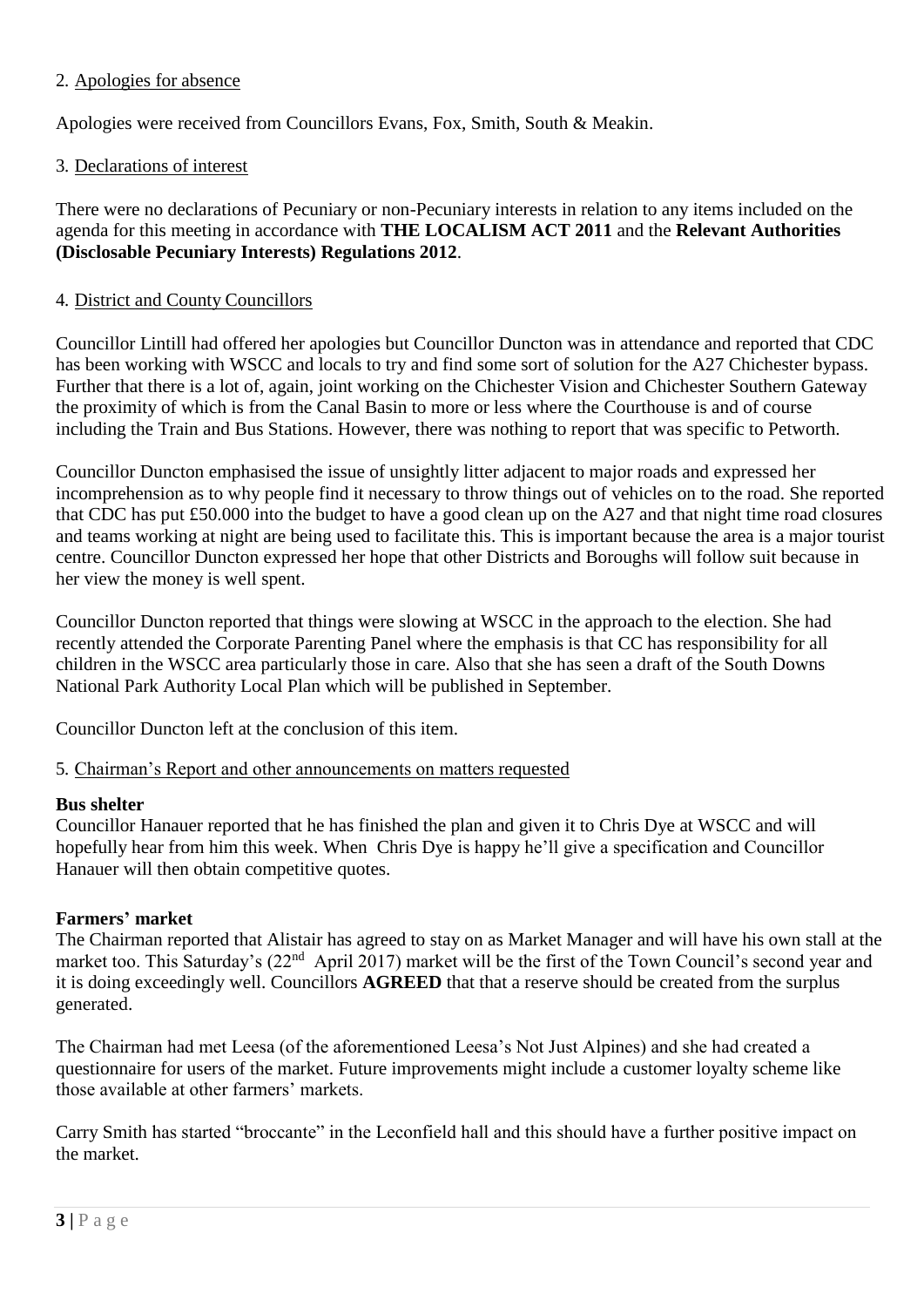## 2. Apologies for absence

Apologies were received from Councillors Evans, Fox, Smith, South & Meakin.

## 3. Declarations of interest

There were no declarations of Pecuniary or non-Pecuniary interests in relation to any items included on the agenda for this meeting in accordance with **THE LOCALISM ACT 2011** and the **Relevant Authorities (Disclosable Pecuniary Interests) Regulations 2012**.

## 4. District and County Councillors

Councillor Lintill had offered her apologies but Councillor Duncton was in attendance and reported that CDC has been working with WSCC and locals to try and find some sort of solution for the A27 Chichester bypass. Further that there is a lot of, again, joint working on the Chichester Vision and Chichester Southern Gateway the proximity of which is from the Canal Basin to more or less where the Courthouse is and of course including the Train and Bus Stations. However, there was nothing to report that was specific to Petworth.

Councillor Duncton emphasised the issue of unsightly litter adjacent to major roads and expressed her incomprehension as to why people find it necessary to throw things out of vehicles on to the road. She reported that CDC has put £50.000 into the budget to have a good clean up on the A27 and that night time road closures and teams working at night are being used to facilitate this. This is important because the area is a major tourist centre. Councillor Duncton expressed her hope that other Districts and Boroughs will follow suit because in her view the money is well spent.

Councillor Duncton reported that things were slowing at WSCC in the approach to the election. She had recently attended the Corporate Parenting Panel where the emphasis is that CC has responsibility for all children in the WSCC area particularly those in care. Also that she has seen a draft of the South Downs National Park Authority Local Plan which will be published in September.

Councillor Duncton left at the conclusion of this item.

## 5. Chairman's Report and other announcements on matters requested

**Bus shelter**

Councillor Hanauer reported that he has finished the plan and given it to Chris Dye at WSCC and will hopefully hear from him this week. When Chris Dye is happy he'll give a specification and Councillor Hanauer will then obtain competitive quotes.

**Farmers' market**

The Chairman reported that Alistair has agreed to stay on as Market Manager and will have his own stall at the market too. This Saturday's (22nd April 2017) market will be the first of the Town Council's second year and it is doing exceedingly well. Councillors **AGREED** that that a reserve should be created from the surplus generated.

The Chairman had met Leesa (of the aforementioned Leesa's Not Just Alpines) and she had created a questionnaire for users of the market. Future improvements might include a customer loyalty scheme like those available at other farmers' markets.

Carry Smith has started "broccante" in the Leconfield hall and this should have a further positive impact on the market.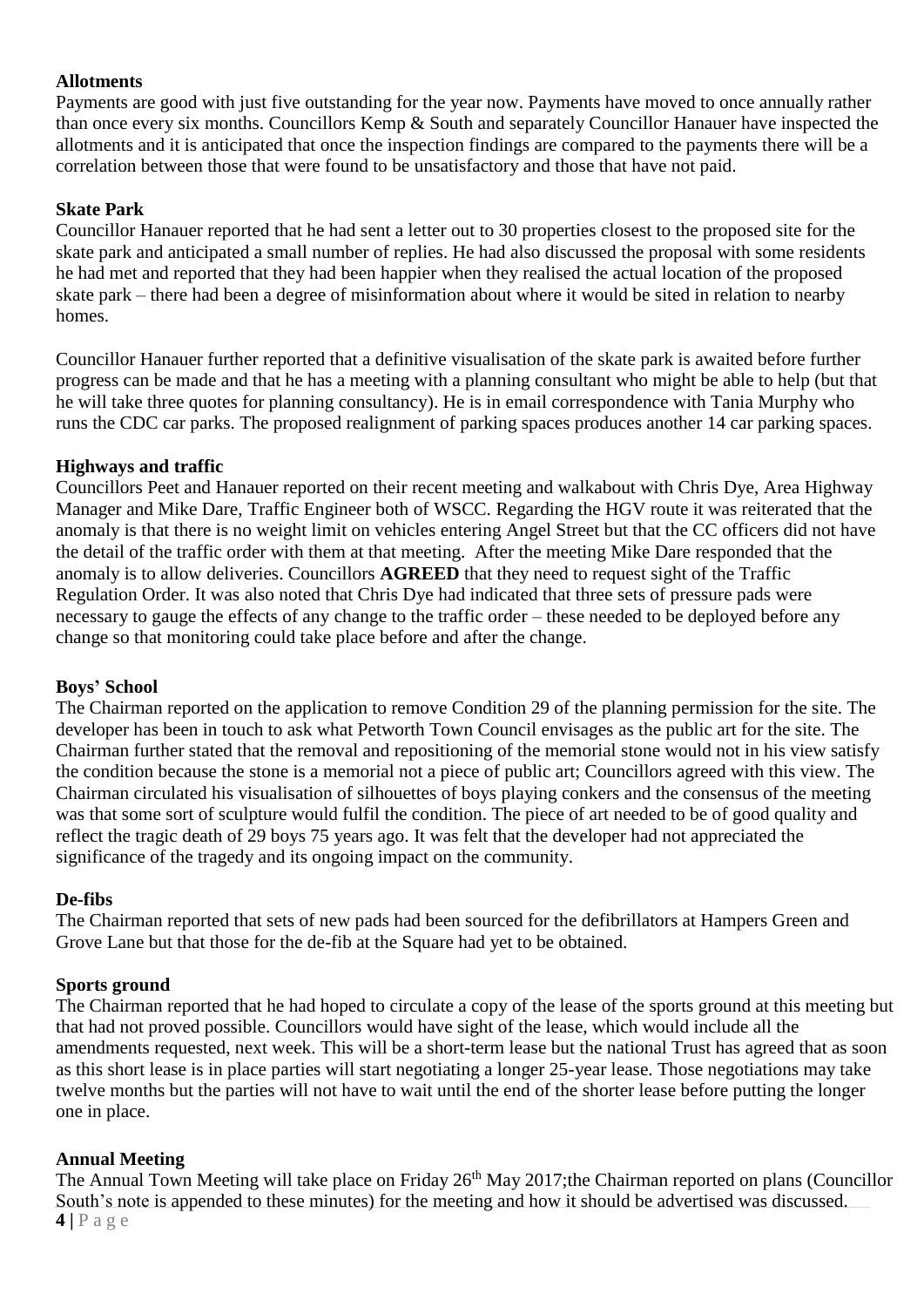**Allotments**

Payments are good with just five outstanding for the year now. Payments have moved to once annually rather than once every six months. Councillors Kemp & South and separately Councillor Hanauer have inspected the allotments and it is anticipated that once the inspection findings are compared to the payments there will be a correlation between those that were found to be unsatisfactory and those that have not paid.

**Skate Park**

Councillor Hanauer reported that he had sent a letter out to 30 properties closest to the proposed site for the skate park and anticipated a small number of replies. He had also discussed the proposal with some residents he had met and reported that they had been happier when they realised the actual location of the proposed skate park – there had been a degree of misinformation about where it would be sited in relation to nearby homes.

Councillor Hanauer further reported that a definitive visualisation of the skate park is awaited before further progress can be made and that he has a meeting with a planning consultant who might be able to help (but that he will take three quotes for planning consultancy). He is in email correspondence with Tania Murphy who runs the CDC car parks. The proposed realignment of parking spaces produces another 14 car parking spaces.

**Highways and traffic**

Councillors Peet and Hanauer reported on their recent meeting and walkabout with Chris Dye, Area Highway Manager and Mike Dare, Traffic Engineer both of WSCC. Regarding the HGV route it was reiterated that the anomaly is that there is no weight limit on vehicles entering Angel Street but that the CC officers did not have the detail of the traffic order with them at that meeting. After the meeting Mike Dare responded that the anomaly is to allow deliveries. Councillors **AGREED** that they need to request sight of the Traffic Regulation Order. It was also noted that Chris Dye had indicated that three sets of pressure pads were necessary to gauge the effects of any change to the traffic order – these needed to be deployed before any change so that monitoring could take place before and after the change.

**Boys' School**

The Chairman reported on the application to remove Condition 29 of the planning permission for the site. The developer has been in touch to ask what Petworth Town Council envisages as the public art for the site. The Chairman further stated that the removal and repositioning of the memorial stone would not in his view satisfy the condition because the stone is a memorial not a piece of public art; Councillors agreed with this view. The Chairman circulated his visualisation of silhouettes of boys playing conkers and the consensus of the meeting was that some sort of sculpture would fulfil the condition. The piece of art needed to be of good quality and reflect the tragic death of 29 boys 75 years ago. It was felt that the developer had not appreciated the significance of the tragedy and its ongoing impact on the community.

**De-fibs**

The Chairman reported that sets of new pads had been sourced for the defibrillators at Hampers Green and Grove Lane but that those for the de-fib at the Square had yet to be obtained.

**Sports ground**

The Chairman reported that he had hoped to circulate a copy of the lease of the sports ground at this meeting but that had not proved possible. Councillors would have sight of the lease, which would include all the amendments requested, next week. This will be a short-term lease but the national Trust has agreed that as soon as this short lease is in place parties will start negotiating a longer 25-year lease. Those negotiations may take twelve months but the parties will not have to wait until the end of the shorter lease before putting the longer one in place.

**Annual Meeting**

The Annual Town Meeting will take place on Friday 26th May 2017;the Chairman reported on plans (Councillor South's note is appended to these minutes) for the meeting and how it should be advertised was discussed.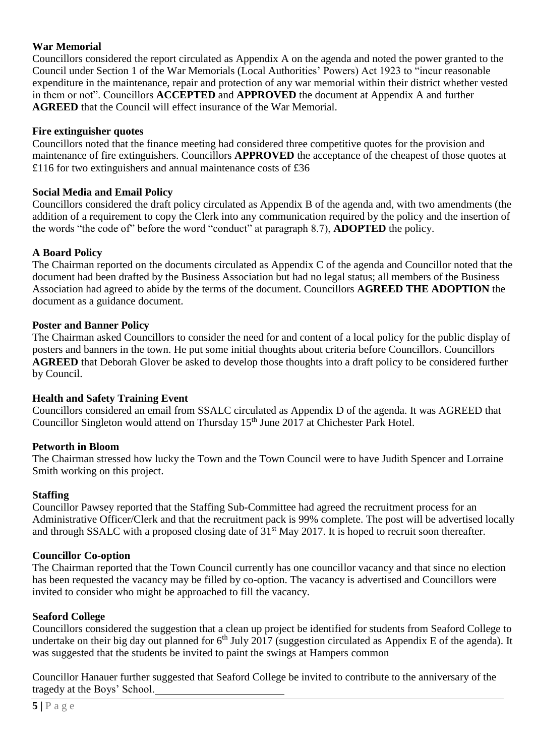**War Memorial**

Councillors considered the report circulated as Appendix A on the agenda and noted the power granted to the Council under Section 1 of the War Memorials (Local Authorities' Powers) Act 1923 to "incur reasonable expenditure in the maintenance, repair and protection of any war memorial within their district whether vested in them or not". Councillors **ACCEPTED** and **APPROVED** the document at Appendix A and further **AGREED** that the Council will effect insurance of the War Memorial.

**Fire extinguisher quotes**

Councillors noted that the finance meeting had considered three competitive quotes for the provision and maintenance of fire extinguishers. Councillors **APPROVED** the acceptance of the cheapest of those quotes at £116 for two extinguishers and annual maintenance costs of £36

**Social Media and Email Policy**

Councillors considered the draft policy circulated as Appendix B of the agenda and, with two amendments (the addition of a requirement to copy the Clerk into any communication required by the policy and the insertion of the words "the code of" before the word "conduct" at paragraph 8.7), **ADOPTED** the policy.

**A Board Policy**

The Chairman reported on the documents circulated as Appendix C of the agenda and Councillor noted that the document had been drafted by the Business Association but had no legal status; all members of the Business Association had agreed to abide by the terms of the document. Councillors **AGREED THE ADOPTION** the document as a guidance document.

**Poster and Banner Policy**

The Chairman asked Councillors to consider the need for and content of a local policy for the public display of posters and banners in the town. He put some initial thoughts about criteria before Councillors. Councillors **AGREED** that Deborah Glover be asked to develop those thoughts into a draft policy to be considered further by Council.

**Health and Safety Training Event**

Councillors considered an email from SSALC circulated as Appendix D of the agenda. It was AGREED that Councillor Singleton would attend on Thursday 15th June 2017 at Chichester Park Hotel.

**Petworth in Bloom**

The Chairman stressed how lucky the Town and the Town Council were to have Judith Spencer and Lorraine Smith working on this project.

**Staffing**

Councillor Pawsey reported that the Staffing Sub-Committee had agreed the recruitment process for an Administrative Officer/Clerk and that the recruitment pack is 99% complete. The post will be advertised locally and through SSALC with a proposed closing date of 31st May 2017. It is hoped to recruit soon thereafter.

**Councillor Co-option**

The Chairman reported that the Town Council currently has one councillor vacancy and that since no election has been requested the vacancy may be filled by co-option. The vacancy is advertised and Councillors were invited to consider who might be approached to fill the vacancy.

**Seaford College**

Councillors considered the suggestion that a clean up project be identified for students from Seaford College to undertake on their big day out planned for 6th July 2017 (suggestion circulated as Appendix E of the agenda). It was suggested that the students be invited to paint the swings at Hampers common

Councillor Hanauer further suggested that Seaford College be invited to contribute to the anniversary of the tragedy at the Boys' School.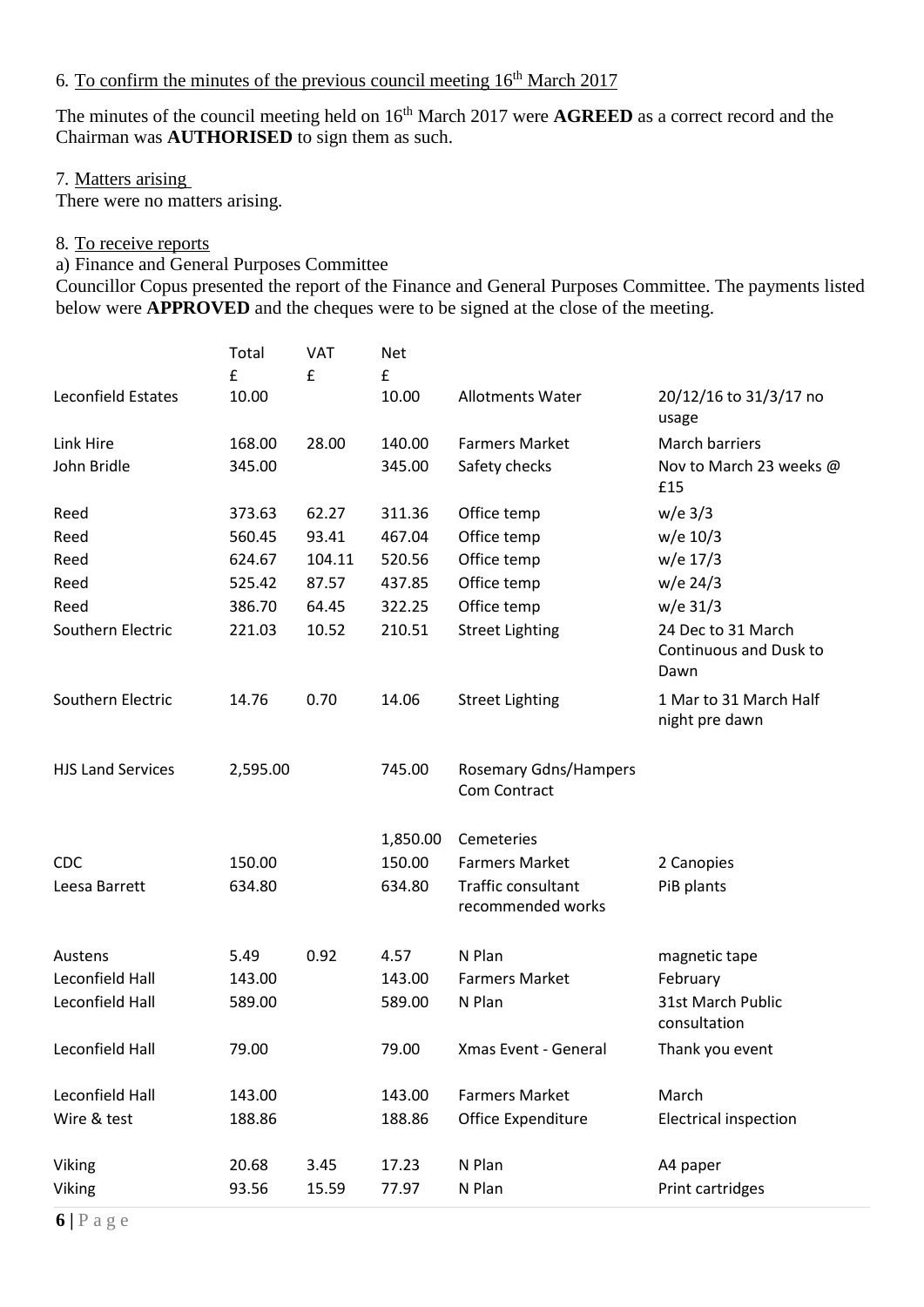6. <u>To confirm the minutes of the previous council meeting 16th March 2017</u>

The minutes of the council meeting held on 16th March 2017 were **AGREED** as a correct record and the Chairman was **AUTHORISED** to sign them as such.

7. <u>Matters arising</u>

There were no matters arising.

8. <u>To receive reports</u>

a) Finance and General Purposes Committee

Councillor Copus presented the report of the Finance and General Purposes Committee. The payments listed below were **APPROVED** and the cheques were to be signed at the close of the meeting.

| | Total £ | VAT £ | Net £ | | |
|---|---|---|---|---|---|
| Leconfield Estates | 10.00 | | 10.00 | Allotments Water | 20/12/16 to 31/3/17 no usage |
| Link Hire | 168.00 | 28.00 | 140.00 | Farmers Market | March barriers |
| John Bridle | 345.00 | | 345.00 | Safety checks | Nov to March 23 weeks @ £15 |
| Reed | 373.63 | 62.27 | 311.36 | Office temp | w/e 3/3 |
| Reed | 560.45 | 93.41 | 467.04 | Office temp | w/e 10/3 |
| Reed | 624.67 | 104.11 | 520.56 | Office temp | w/e 17/3 |
| Reed | 525.42 | 87.57 | 437.85 | Office temp | w/e 24/3 |
| Reed | 386.70 | 64.45 | 322.25 | Office temp | w/e 31/3 |
| Southern Electric | 221.03 | 10.52 | 210.51 | Street Lighting | 24 Dec to 31 March Continuous and Dusk to Dawn |
| Southern Electric | 14.76 | 0.70 | 14.06 | Street Lighting | 1 Mar to 31 March Half night pre dawn |
| HJS Land Services | 2,595.00 | | 745.00 | Rosemary Gdns/Hampers Com Contract | |
| | | | 1,850.00 | Cemeteries | |
| CDC | 150.00 | | 150.00 | Farmers Market | 2 Canopies |
| Leesa Barrett | 634.80 | | 634.80 | Traffic consultant recommended works | PiB plants |
| Austens | 5.49 | 0.92 | 4.57 | N Plan | magnetic tape |
| Leconfield Hall | 143.00 | | 143.00 | Farmers Market | February |
| Leconfield Hall | 589.00 | | 589.00 | N Plan | 31st March Public consultation |
| Leconfield Hall | 79.00 | | 79.00 | Xmas Event - General | Thank you event |
| Leconfield Hall | 143.00 | | 143.00 | Farmers Market | March |
| Wire & test | 188.86 | | 188.86 | Office Expenditure | Electrical inspection |
| Viking | 20.68 | 3.45 | 17.23 | N Plan | A4 paper |
| Viking | 93.56 | 15.59 | 77.97 | N Plan | Print cartridges |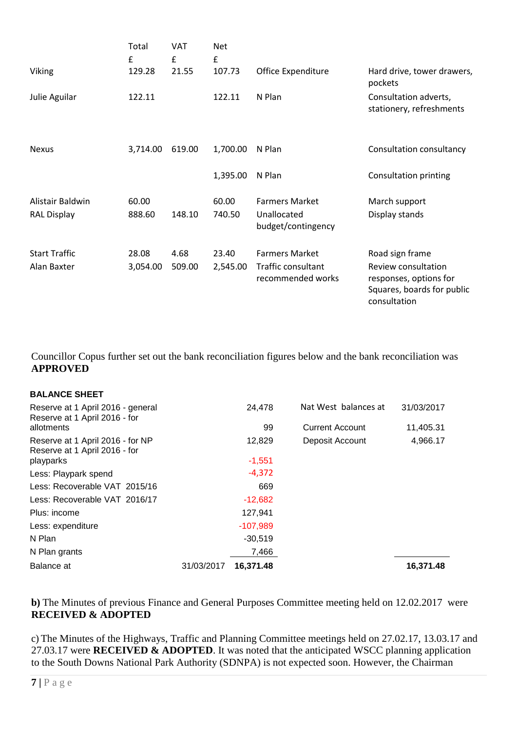| | Total | VAT | Net | | |
|---|---|---|---|---|---|
| | £ | £ | £ | | |
| Viking | 129.28 | 21.55 | 107.73 | Office Expenditure | Hard drive, tower drawers, pockets |
| Julie Aguilar | 122.11 | | 122.11 | N Plan | Consultation adverts, stationery, refreshments |
| Nexus | 3,714.00 | 619.00 | 1,700.00 | N Plan | Consultation consultancy |
| | | | 1,395.00 | N Plan | Consultation printing |
| Alistair Baldwin | 60.00 | | 60.00 | Farmers Market | March support |
| RAL Display | 888.60 | 148.10 | 740.50 | Unallocated budget/contingency | Display stands |
| Start Traffic | 28.08 | 4.68 | 23.40 | Farmers Market | Road sign frame |
| Alan Baxter | 3,054.00 | 509.00 | 2,545.00 | Traffic consultant recommended works | Review consultation responses, options for Squares, boards for public consultation |

Councillor Copus further set out the bank reconciliation figures below and the bank reconciliation was **APPROVED**

**BALANCE SHEET**

| | | | | |
|---|---|---|---|---|
| Reserve at 1 April 2016 - general | | 24,478 | Nat West balances at | 31/03/2017 |
| Reserve at 1 April 2016 - for allotments | | 99 | Current Account | 11,405.31 |
| Reserve at 1 April 2016 - for NP | | 12,829 | Deposit Account | 4,966.17 |
| Reserve at 1 April 2016 - for playparks | | -1,551 | | |
| Less: Playpark spend | | -4,372 | | |
| Less: Recoverable VAT 2015/16 | | 669 | | |
| Less: Recoverable VAT 2016/17 | | -12,682 | | |
| Plus: income | | 127,941 | | |
| Less: expenditure | | -107,989 | | |
| N Plan | | -30,519 | | |
| N Plan grants | | 7,466 | | |
| Balance at | 31/03/2017 | **16,371.48** | | **16,371.48** |

**b)** The Minutes of previous Finance and General Purposes Committee meeting held on 12.02.2017 were **RECEIVED & ADOPTED**

c) The Minutes of the Highways, Traffic and Planning Committee meetings held on 27.02.17, 13.03.17 and 27.03.17 were **RECEIVED & ADOPTED**. It was noted that the anticipated WSCC planning application to the South Downs National Park Authority (SDNPA) is not expected soon. However, the Chairman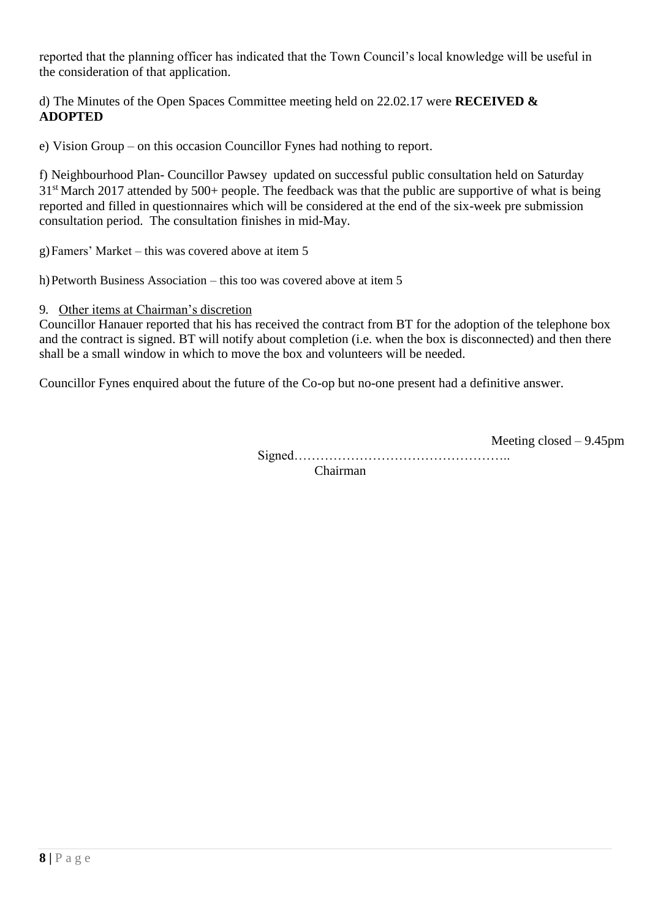reported that the planning officer has indicated that the Town Council's local knowledge will be useful in the consideration of that application.

d) The Minutes of the Open Spaces Committee meeting held on 22.02.17 were **RECEIVED & ADOPTED**

e) Vision Group – on this occasion Councillor Fynes had nothing to report.

f) Neighbourhood Plan- Councillor Pawsey updated on successful public consultation held on Saturday 31st March 2017 attended by 500+ people. The feedback was that the public are supportive of what is being reported and filled in questionnaires which will be considered at the end of the six-week pre submission consultation period. The consultation finishes in mid-May.

g) Famers' Market – this was covered above at item 5

h) Petworth Business Association – this too was covered above at item 5

9. Other items at Chairman's discretion

Councillor Hanauer reported that his has received the contract from BT for the adoption of the telephone box and the contract is signed. BT will notify about completion (i.e. when the box is disconnected) and then there shall be a small window in which to move the box and volunteers will be needed.

Councillor Fynes enquired about the future of the Co-op but no-one present had a definitive answer.

Meeting closed – 9.45pm

Signed…………………………………………..
Chairman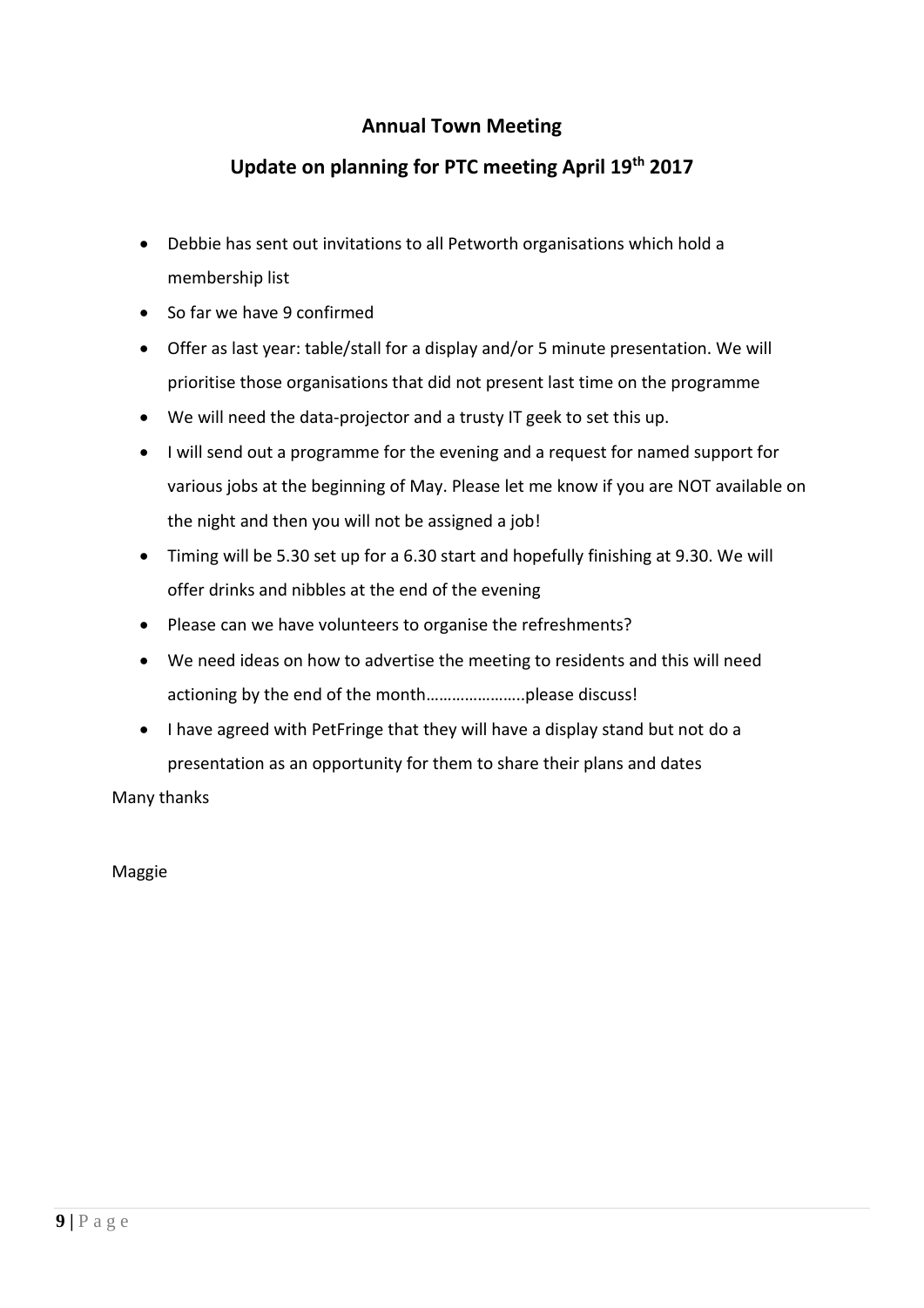## Annual Town Meeting

## Update on planning for PTC meeting April 19th 2017

- Debbie has sent out invitations to all Petworth organisations which hold a membership list
- So far we have 9 confirmed
- Offer as last year: table/stall for a display and/or 5 minute presentation. We will prioritise those organisations that did not present last time on the programme
- We will need the data-projector and a trusty IT geek to set this up.
- I will send out a programme for the evening and a request for named support for various jobs at the beginning of May. Please let me know if you are NOT available on the night and then you will not be assigned a job!
- Timing will be 5.30 set up for a 6.30 start and hopefully finishing at 9.30. We will offer drinks and nibbles at the end of the evening
- Please can we have volunteers to organise the refreshments?
- We need ideas on how to advertise the meeting to residents and this will need actioning by the end of the month…………………..please discuss!
- I have agreed with PetFringe that they will have a display stand but not do a presentation as an opportunity for them to share their plans and dates

Many thanks

Maggie